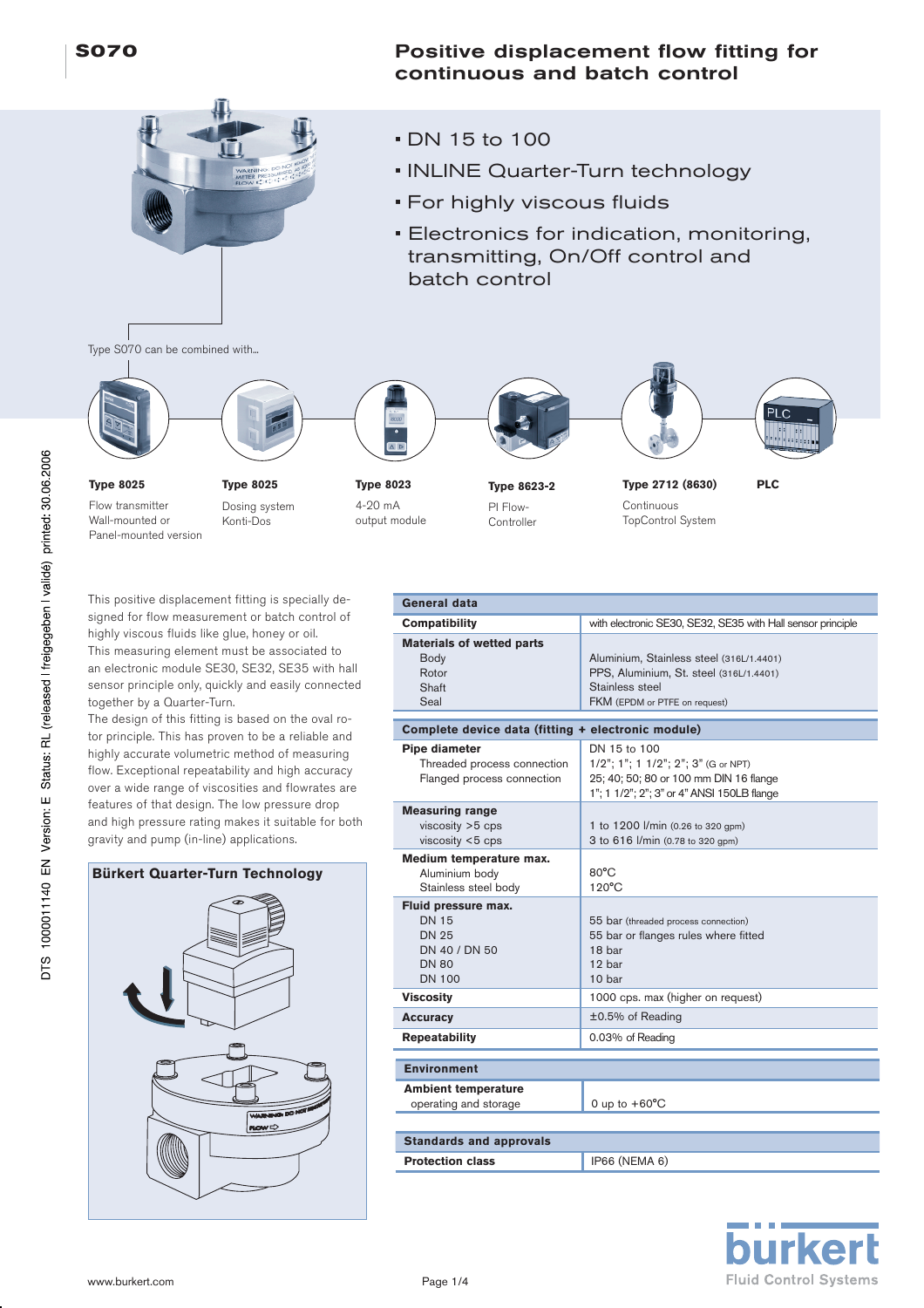# S070

## Positive displacement flow fitting for continuous and batch control

- DN 15 to 100
- INLINE Quarter-Turn technology
- For highly viscous fluids
- Electronics for indication, monitoring, transmitting, On/Off control and batch control

Type S070 can be combined with...

| Type 8025 | Type 8025 | Type 8023 | Type 8623-2 | Type 2712 (8630) | PLC |
|---|---|---|---|---|---|
| Flow transmitter Wall-mounted or Panel-mounted version | Dosing system Konti-Dos | 4-20 mA output module | PI Flow-Controller | Continuous TopControl System | |

This positive displacement fitting is specially designed for flow measurement or batch control of highly viscous fluids like glue, honey or oil.
This measuring element must be associated to an electronic module SE30, SE32, SE35 with hall sensor principle quickly and easily connected together by a Quarter-Turn.
The design of this fitting is based on the oval rotor principle. This has proven to be a reliable and highly accurate volumetric method of measuring flow. Exceptional repeatability and high accuracy over a wide range of viscosities and flowrates are features of that design. The low pressure drop and high pressure rating makes it suitable for both gravity and pump (in-line) applications.

**Bürkert Quarter-Turn Technology**

| General data | |
|---|---|
| **Compatibility** | with electronic SE30, SE32, SE35 with Hall sensor principle |
| **Materials of wetted parts** | |
| Body | Aluminium, Stainless steel (316L/1.4401) |
| Rotor | PPS, Aluminium, St. steel (316L/1.4401) |
| Shaft | Stainless steel |
| Seal | FKM (EPDM or PTFE on request) |

| Complete device data (fitting + electronic module) | |
|---|---|
| **Pipe diameter** | DN 15 to 100 |
| Threaded process connection | 1/2"; 1"; 1 1/2"; 2"; 3" (G or NPT) |
| Flanged process connection | 25; 40; 50; 80 or 100 mm DIN 16 flange<br>1"; 1 1/2"; 2"; 3" or 4" ANSI 150LB flange |
| **Measuring range** | |
| viscosity >5 cps | 1 to 1200 l/min (0.26 to 320 gpm) |
| viscosity <5 cps | 3 to 616 l/min (0.78 to 320 gpm) |
| **Medium temperature max.** | |
| Aluminium body | 80°C |
| Stainless steel body | 120°C |
| **Fluid pressure max.** | |
| DN 15 | 55 bar (threaded process connection) |
| DN 25 | 55 bar or flanges rules where fitted |
| DN 40 / DN 50 | 18 bar |
| DN 80 | 12 bar |
| DN 100 | 10 bar |
| **Viscosity** | 1000 cps. max (higher on request) |
| **Accuracy** | ±0.5% of Reading |
| **Repeatability** | 0.03% of Reading |

| Environment | |
|---|---|
| **Ambient temperature** operating and storage | 0 up to +60°C |

| Standards and approvals | |
|---|---|
| **Protection class** | IP66 (NEMA 6) |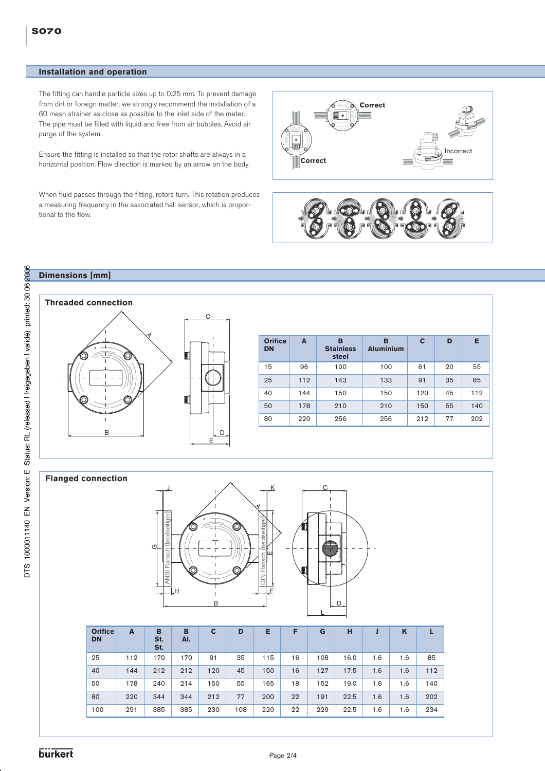## Installation and operation

The fitting can handle particle sizes up to 0.25 mm. To prevent damage from dirt or foreign matter, we strongly recommend the installation of a 60 mesh strainer as close as possible to the inlet side of the meter. The pipe must be filled with liquid and free from air bubbles. Avoid air purge of the system.

Ensure the fitting is installed so that the rotor shafts are always in a horizontal position. Flow direction is marked by an arrow on the body.

Correct

Correct

Incorrect

When fluid passes through the fitting, rotors turn. This rotation produces a measuring frequency in the associated hall sensor, which is proportional to the flow.

## Dimensions [mm]

### Threaded connection

| Orifice DN | A | B Stainless steel | B Aluminium | C | D | E |
|---|---|---|---|---|---|---|
| 15 | 96 | 100 | 100 | 61 | 20 | 55 |
| 25 | 112 | 143 | 133 | 91 | 35 | 85 |
| 40 | 144 | 150 | 150 | 120 | 45 | 112 |
| 50 | 178 | 210 | 210 | 150 | 55 | 140 |
| 80 | 220 | 256 | 256 | 212 | 77 | 202 |

### Flanged connection

ANSI Flansch (beidseitiger) — DIN Flansch (beidseitiger)

| Orifice DN | A | B St. St. | B Al. | C | D | E | F | G | H | J | K | L |
|---|---|---|---|---|---|---|---|---|---|---|---|---|
| 25 | 112 | 170 | 170 | 91 | 35 | 115 | 16 | 108 | 16.0 | 1.6 | 1.6 | 85 |
| 40 | 144 | 212 | 212 | 120 | 45 | 150 | 16 | 127 | 17.5 | 1.6 | 1.6 | 112 |
| 50 | 178 | 240 | 214 | 150 | 55 | 165 | 18 | 152 | 19.0 | 1.6 | 1.6 | 140 |
| 80 | 220 | 344 | 344 | 212 | 77 | 200 | 22 | 191 | 22.5 | 1.6 | 1.6 | 202 |
| 100 | 291 | 385 | 385 | 230 | 108 | 220 | 22 | 229 | 22.5 | 1.6 | 1.6 | 234 |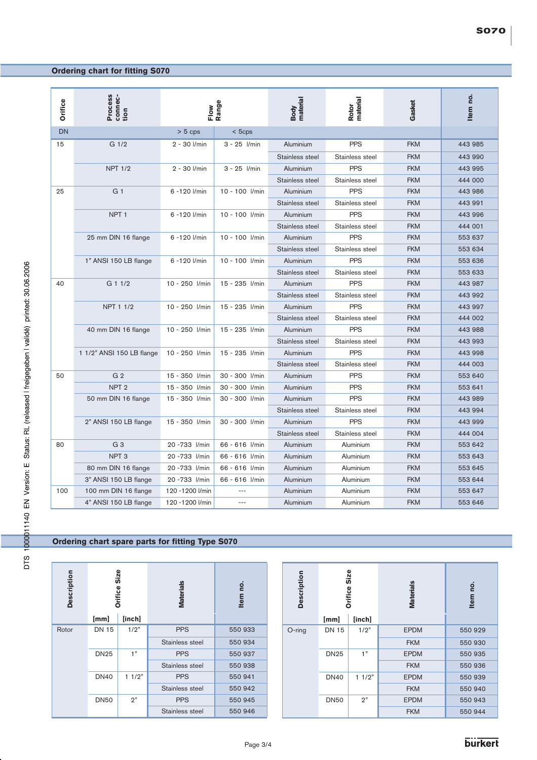## Ordering chart for fitting S070

| Orifice | Process connection | Flow Range | | Body material | Rotor material | Gasket | Item no. |
|---|---|---|---|---|---|---|---|
| DN | | > 5 cps | < 5cps | | | | |
| 15 | G 1/2 | 2 - 30 l/min | 3 - 25 l/min | Aluminium | PPS | FKM | 443 985 |
| | | | | Stainless steel | Stainless steel | FKM | 443 990 |
| | NPT 1/2 | 2 - 30 l/min | 3 - 25 l/min | Aluminium | PPS | FKM | 443 995 |
| | | | | Stainless steel | Stainless steel | FKM | 444 000 |
| 25 | G 1 | 6 -120 l/min | 10 - 100 l/min | Aluminium | PPS | FKM | 443 986 |
| | | | | Stainless steel | Stainless steel | FKM | 443 991 |
| | NPT 1 | 6 -120 l/min | 10 - 100 l/min | Aluminium | PPS | FKM | 443 996 |
| | | | | Stainless steel | Stainless steel | FKM | 444 001 |
| | 25 mm DIN 16 flange | 6 -120 l/min | 10 - 100 l/min | Aluminium | PPS | FKM | 553 637 |
| | | | | Stainless steel | Stainless steel | FKM | 553 634 |
| | 1" ANSI 150 LB flange | 6 -120 l/min | 10 - 100 l/min | Aluminium | PPS | FKM | 553 636 |
| | | | | Stainless steel | Stainless steel | FKM | 553 633 |
| 40 | G 1 1/2 | 10 - 250 l/min | 15 - 235 l/min | Aluminium | PPS | FKM | 443 987 |
| | | | | Stainless steel | Stainless steel | FKM | 443 992 |
| | NPT 1 1/2 | 10 - 250 l/min | 15 - 235 l/min | Aluminium | PPS | FKM | 443 997 |
| | | | | Stainless steel | Stainless steel | FKM | 444 002 |
| | 40 mm DIN 16 flange | 10 - 250 l/min | 15 - 235 l/min | Aluminium | PPS | FKM | 443 988 |
| | | | | Stainless steel | Stainless steel | FKM | 443 993 |
| | 1 1/2" ANSI 150 LB flange | 10 - 250 l/min | 15 - 235 l/min | Aluminium | PPS | FKM | 443 998 |
| | | | | Stainless steel | Stainless steel | FKM | 444 003 |
| 50 | G 2 | 15 - 350 l/min | 30 - 300 l/min | Aluminium | PPS | FKM | 553 640 |
| | NPT 2 | 15 - 350 l/min | 30 - 300 l/min | Aluminium | PPS | FKM | 553 641 |
| | 50 mm DIN 16 flange | 15 - 350 l/min | 30 - 300 l/min | Aluminium | PPS | FKM | 443 989 |
| | | | | Stainless steel | Stainless steel | FKM | 443 994 |
| | 2" ANSI 150 LB flange | 15 - 350 l/min | 30 - 300 l/min | Aluminium | PPS | FKM | 443 999 |
| | | | | Stainless steel | Stainless steel | FKM | 444 004 |
| 80 | G 3 | 20 -733 l/min | 66 - 616 l/min | Aluminium | Aluminium | FKM | 553 642 |
| | NPT 3 | 20 -733 l/min | 66 - 616 l/min | Aluminium | Aluminium | FKM | 553 643 |
| | 80 mm DIN 16 flange | 20 -733 l/min | 66 - 616 l/min | Aluminium | Aluminium | FKM | 553 645 |
| | 3" ANSI 150 LB flange | 20 -733 l/min | 66 - 616 l/min | Aluminium | Aluminium | FKM | 553 644 |
| 100 | 100 mm DIN 16 flange | 120 -1200 l/min | --- | Aluminium | Aluminium | FKM | 553 647 |
| | 4" ANSI 150 LB flange | 120 -1200 l/min | --- | Aluminium | Aluminium | FKM | 553 646 |

## Ordering chart spare parts for fitting Type S070

| Description | Orifice Size | | Materials | Item no. |
|---|---|---|---|---|
| | [mm] | [inch] | | |
| Rotor | DN 15 | 1/2" | PPS | 550 933 |
| | | | Stainless steel | 550 934 |
| | DN25 | 1" | PPS | 550 937 |
| | | | Stainless steel | 550 938 |
| | DN40 | 1 1/2" | PPS | 550 941 |
| | | | Stainless steel | 550 942 |
| | DN50 | 2" | PPS | 550 945 |
| | | | Stainless steel | 550 946 |

| Description | Orifice Size | | Materials | Item no. |
|---|---|---|---|---|
| | [mm] | [inch] | | |
| O-ring | DN 15 | 1/2" | EPDM | 550 929 |
| | | | FKM | 550 930 |
| | DN25 | 1" | EPDM | 550 935 |
| | | | FKM | 550 936 |
| | DN40 | 1 1/2" | EPDM | 550 939 |
| | | | FKM | 550 940 |
| | DN50 | 2" | EPDM | 550 943 |
| | | | FKM | 550 944 |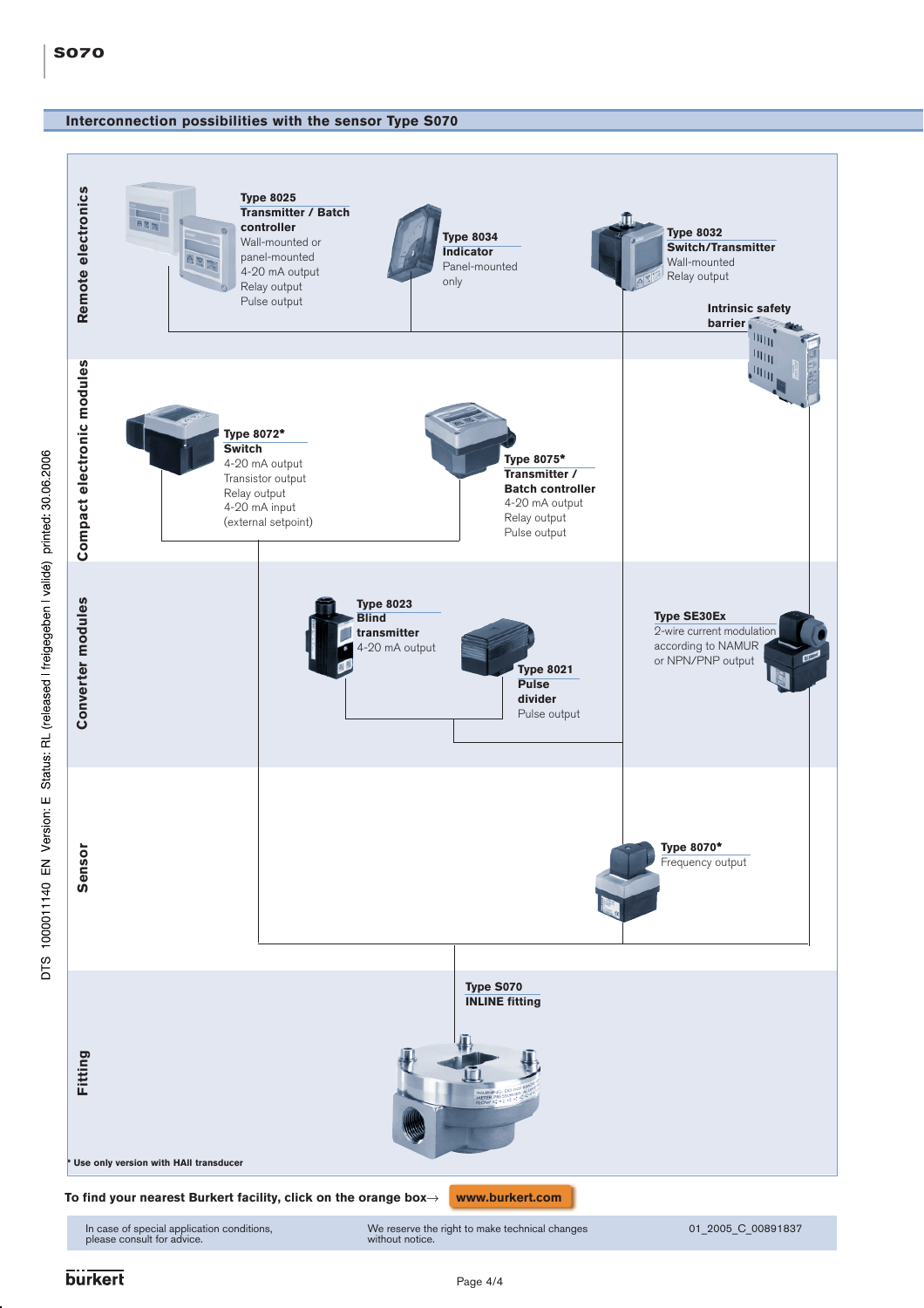## Interconnection possibilities with the sensor Type S070

**Remote electronics**

**Type 8025**
**Transmitter / Batch controller**
Wall-mounted or panel-mounted
4-20 mA output
Relay output
Pulse output

**Type 8034**
**Indicator**
Panel-mounted only

**Type 8032**
**Switch/Transmitter**
Wall-mounted
Relay output

**Intrinsic safety barrier**

**Compact electronic modules**

**Type 8072***
**Switch**
4-20 mA output
Transistor output
Relay output
4-20 mA input
(external setpoint)

**Type 8075***
**Transmitter / Batch controller**
4-20 mA output
Relay output
Pulse output

**Converter modules**

**Type 8023**
**Blind transmitter**
4-20 mA output

**Type 8021**
**Pulse divider**
Pulse output

**Type SE30Ex**
2-wire current modulation according to NAMUR or NPN/PNP output

**Sensor**

**Type 8070***
Frequency output

**Fitting**

**Type S070**
**INLINE fitting**

\* Use only version with HAll transducer

**To find your nearest Burkert facility, click on the orange box→** **www.burkert.com**

In case of special application conditions, please consult for advice.

We reserve the right to make technical changes without notice.

01_2005_C_00891837

DTS 1000011140 EN Version: E Status: RL (released | freigegeben | validé) printed: 30.06.2006